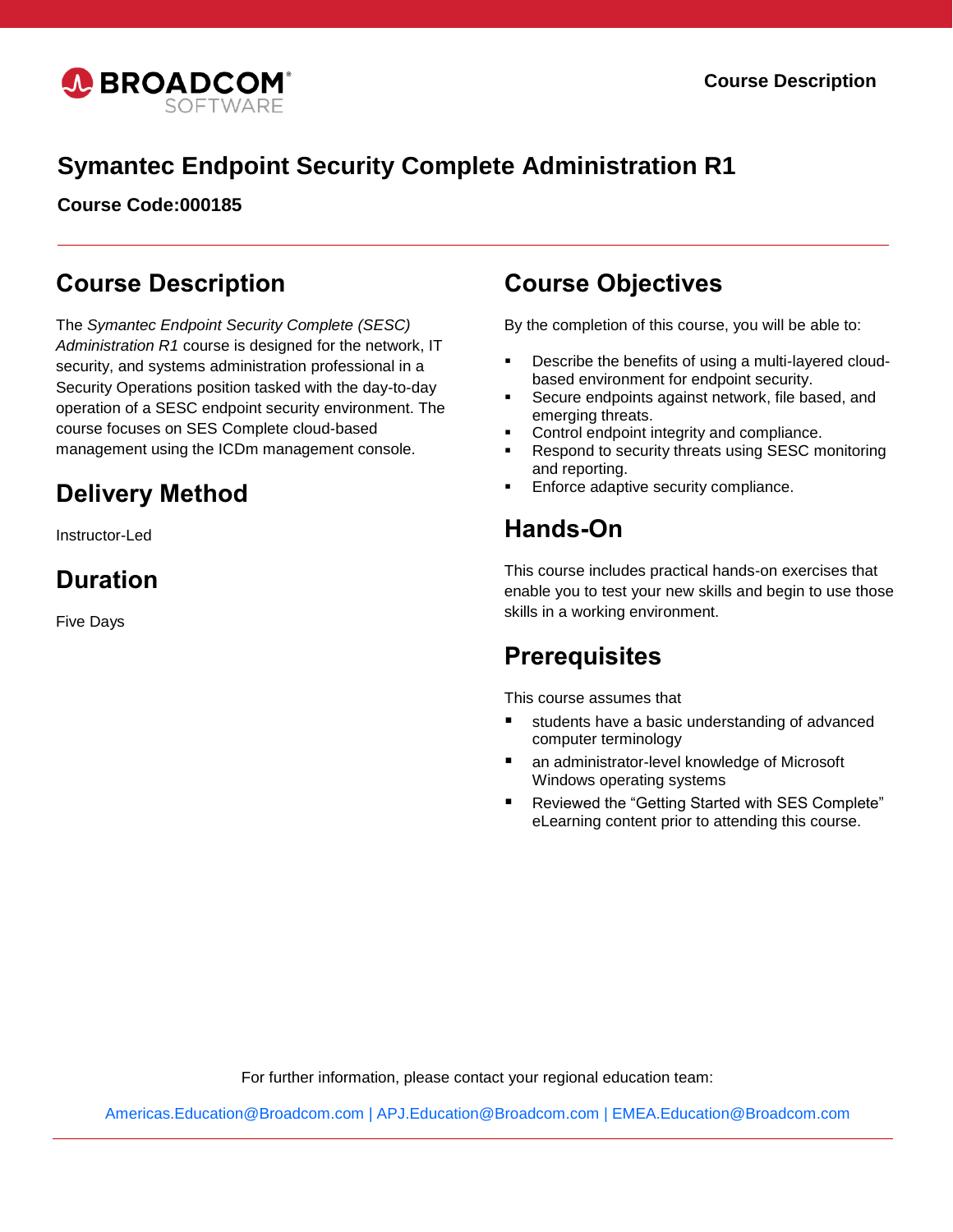# Symantec Endpoint Security Complete Administration R1

**Course Code:000185**

## Course Description

The *Symantec Endpoint Security Complete (SESC) Administration R1* course is designed for the network, IT security, and systems administration professional in a Security Operations position tasked with the day-to-day operation of a SESC endpoint security environment. The course focuses on SES Complete cloud-based management using the ICDm management console.

## Delivery Method

Instructor-Led

## Duration

Five Days

## Course Objectives

By the completion of this course, you will be able to:

- Describe the benefits of using a multi-layered cloud-based environment for endpoint security.
- Secure endpoints against network, file based, and emerging threats.
- Control endpoint integrity and compliance.
- Respond to security threats using SESC monitoring and reporting.
- Enforce adaptive security compliance.

## Hands-On

This course includes practical hands-on exercises that enable you to test your new skills and begin to use those skills in a working environment.

## Prerequisites

This course assumes that

- students have a basic understanding of advanced computer terminology
- an administrator-level knowledge of Microsoft Windows operating systems
- Reviewed the "Getting Started with SES Complete" eLearning content prior to attending this course.

For further information, please contact your regional education team:

Americas.Education@Broadcom.com | APJ.Education@Broadcom.com | EMEA.Education@Broadcom.com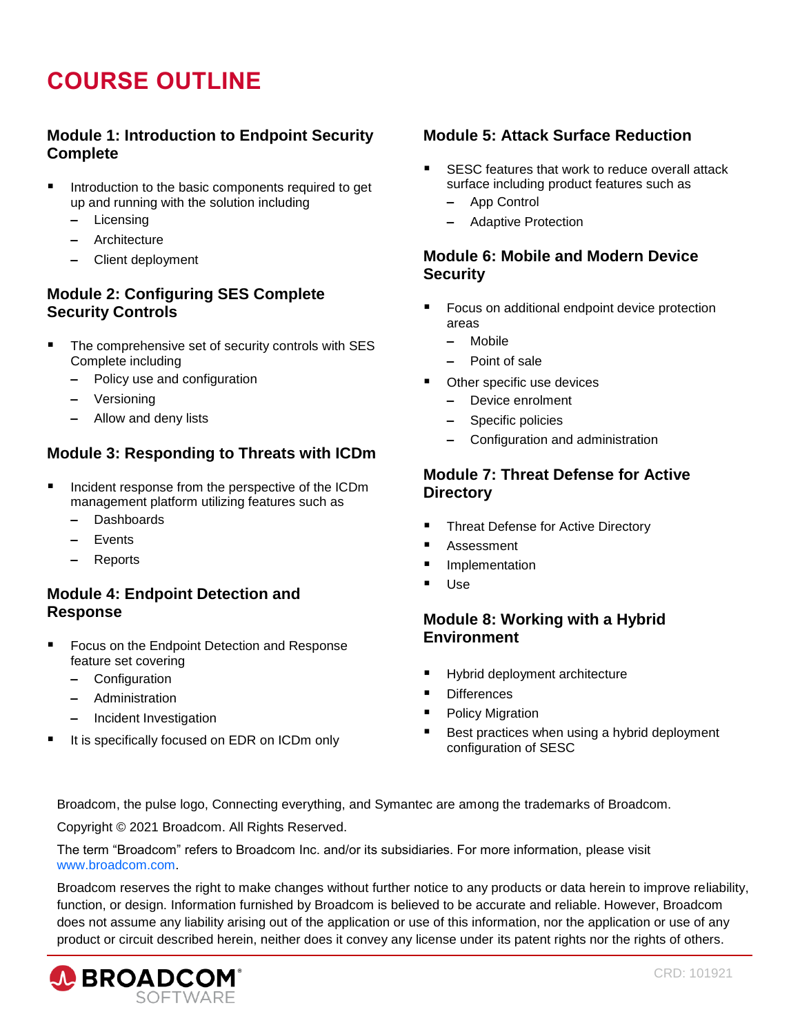# COURSE OUTLINE

### Module 1: Introduction to Endpoint Security Complete

- Introduction to the basic components required to get up and running with the solution including
  - Licensing
  - Architecture
  - Client deployment

### Module 2: Configuring SES Complete Security Controls

- The comprehensive set of security controls with SES Complete including
  - Policy use and configuration
  - Versioning
  - Allow and deny lists

### Module 3: Responding to Threats with ICDm

- Incident response from the perspective of the ICDm management platform utilizing features such as
  - Dashboards
  - Events
  - Reports

### Module 4: Endpoint Detection and Response

- Focus on the Endpoint Detection and Response feature set covering
  - Configuration
  - Administration
  - Incident Investigation
- It is specifically focused on EDR on ICDm only

### Module 5: Attack Surface Reduction

- SESC features that work to reduce overall attack surface including product features such as
  - App Control
  - Adaptive Protection

### Module 6: Mobile and Modern Device Security

- Focus on additional endpoint device protection areas
  - Mobile
  - Point of sale
- Other specific use devices
  - Device enrolment
  - Specific policies
  - Configuration and administration

### Module 7: Threat Defense for Active Directory

- Threat Defense for Active Directory
- Assessment
- Implementation
- Use

### Module 8: Working with a Hybrid Environment

- Hybrid deployment architecture
- Differences
- Policy Migration
- Best practices when using a hybrid deployment configuration of SESC

Broadcom, the pulse logo, Connecting everything, and Symantec are among the trademarks of Broadcom.

Copyright © 2021 Broadcom. All Rights Reserved.

The term "Broadcom" refers to Broadcom Inc. and/or its subsidiaries. For more information, please visit www.broadcom.com.

Broadcom reserves the right to make changes without further notice to any products or data herein to improve reliability, function, or design. Information furnished by Broadcom is believed to be accurate and reliable. However, Broadcom does not assume any liability arising out of the application or use of this information, nor the application or use of any product or circuit described herein, neither does it convey any license under its patent rights nor the rights of others.

BROADCOM SOFTWARE

CRD: 101921